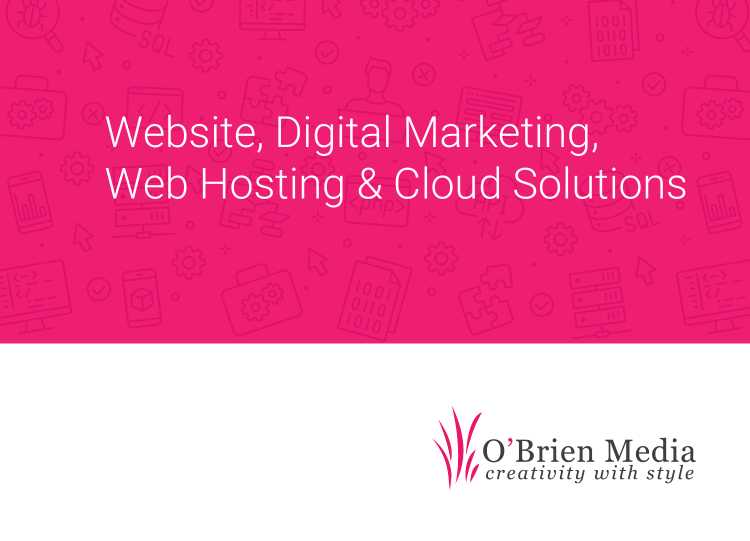# Website, Digital Marketing, Web Hosting & Cloud Solutions

O'Brien Media
*creativity with style*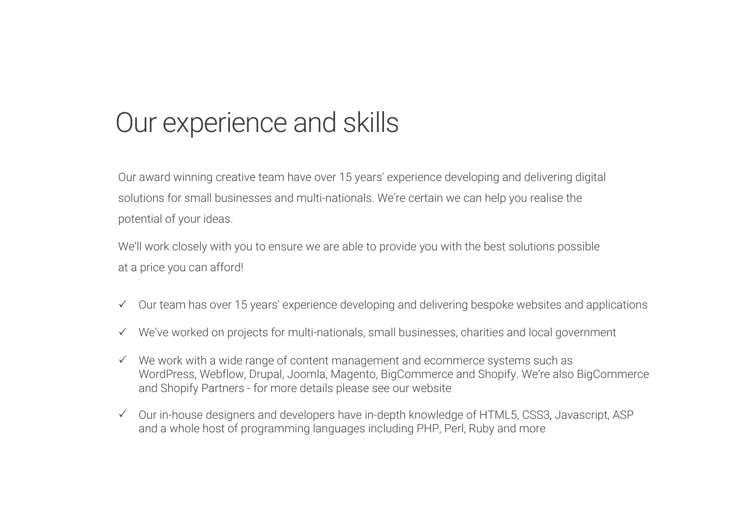# Our experience and skills

Our award winning creative team have over 15 years' experience developing and delivering digital solutions for small businesses and multi-nationals. We're certain we can help you realise the potential of your ideas.

We'll work closely with you to ensure we are able to provide you with the best solutions possible at a price you can afford!

- ✓ Our team has over 15 years' experience developing and delivering bespoke websites and applications
- ✓ We've worked on projects for multi-nationals, small businesses, charities and local government
- ✓ We work with a wide range of content management and ecommerce systems such as WordPress, Webflow, Drupal, Joomla, Magento, BigCommerce and Shopify. We're also BigCommerce and Shopify Partners - for more details please see our website
- ✓ Our in-house designers and developers have in-depth knowledge of HTML5, CSS3, Javascript, ASP and a whole host of programming languages including PHP, Perl, Ruby and more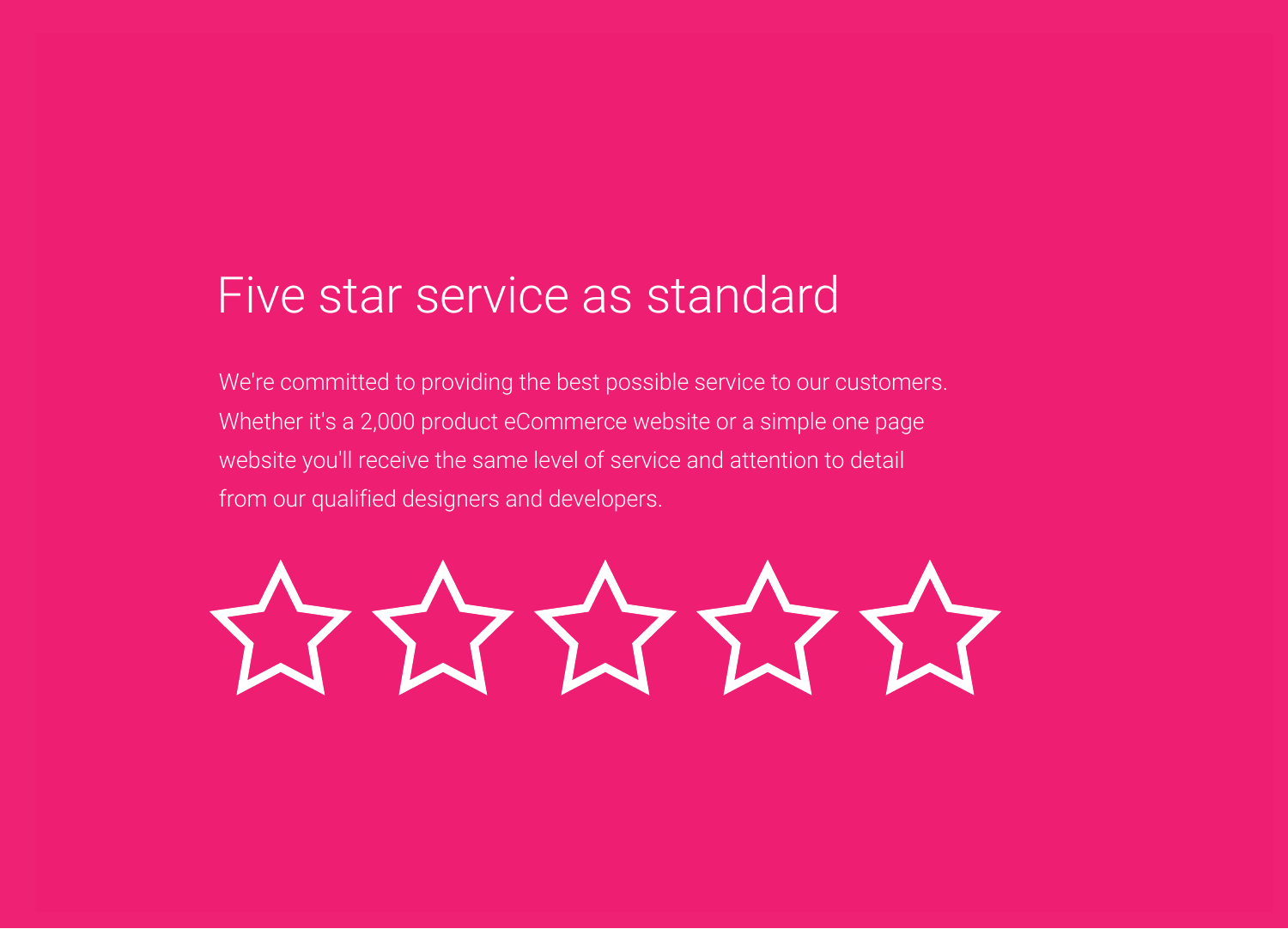# Five star service as standard

We're committed to providing the best possible service to our customers. Whether it's a 2,000 product eCommerce website or a simple one page website you'll receive the same level of service and attention to detail from our qualified designers and developers.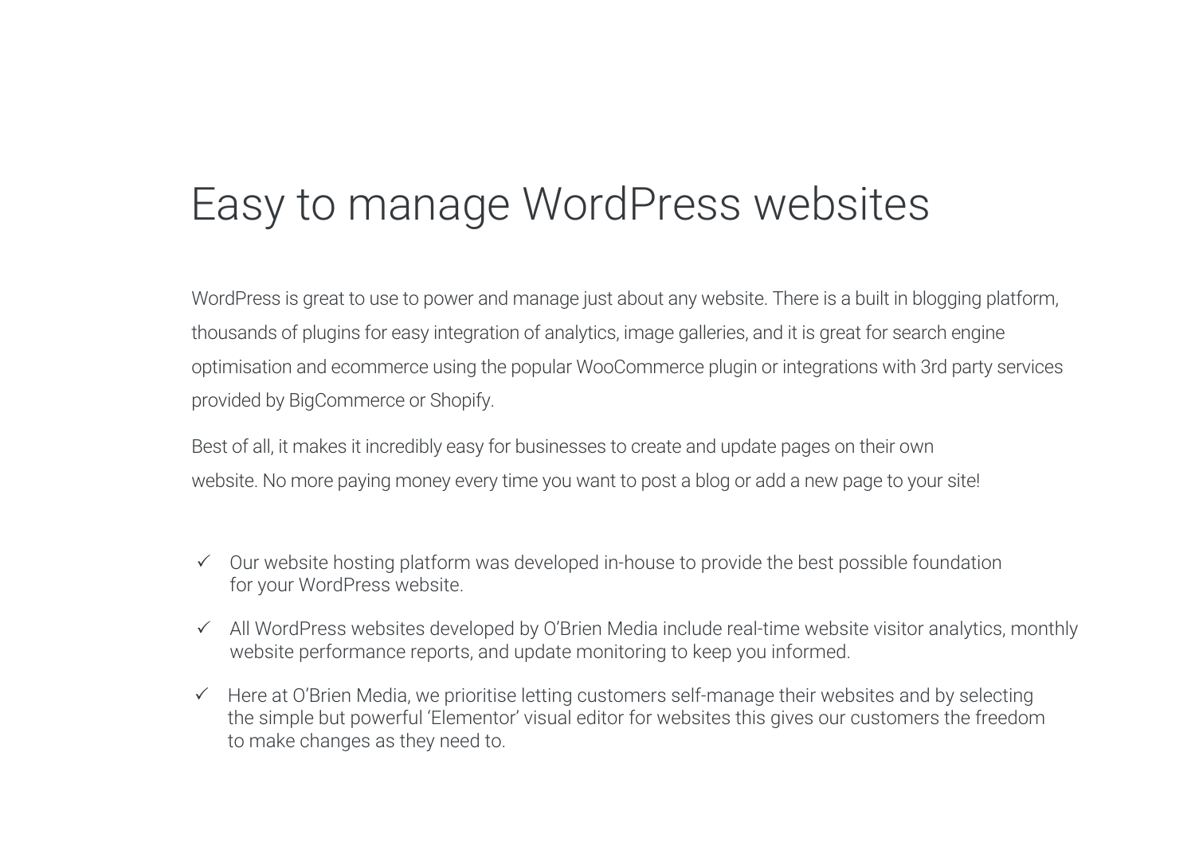# Easy to manage WordPress websites

WordPress is great to use to power and manage just about any website. There is a built in blogging platform, thousands of plugins for easy integration of analytics, image galleries, and it is great for search engine optimisation and ecommerce using the popular WooCommerce plugin or integrations with 3rd party services provided by BigCommerce or Shopify.

Best of all, it makes it incredibly easy for businesses to create and update pages on their own website. No more paying money every time you want to post a blog or add a new page to your site!

- ✓ Our website hosting platform was developed in-house to provide the best possible foundation for your WordPress website.
- ✓ All WordPress websites developed by O'Brien Media include real-time website visitor analytics, monthly website performance reports, and update monitoring to keep you informed.
- ✓ Here at O'Brien Media, we prioritise letting customers self-manage their websites and by selecting the simple but powerful 'Elementor' visual editor for websites this gives our customers the freedom to make changes as they need to.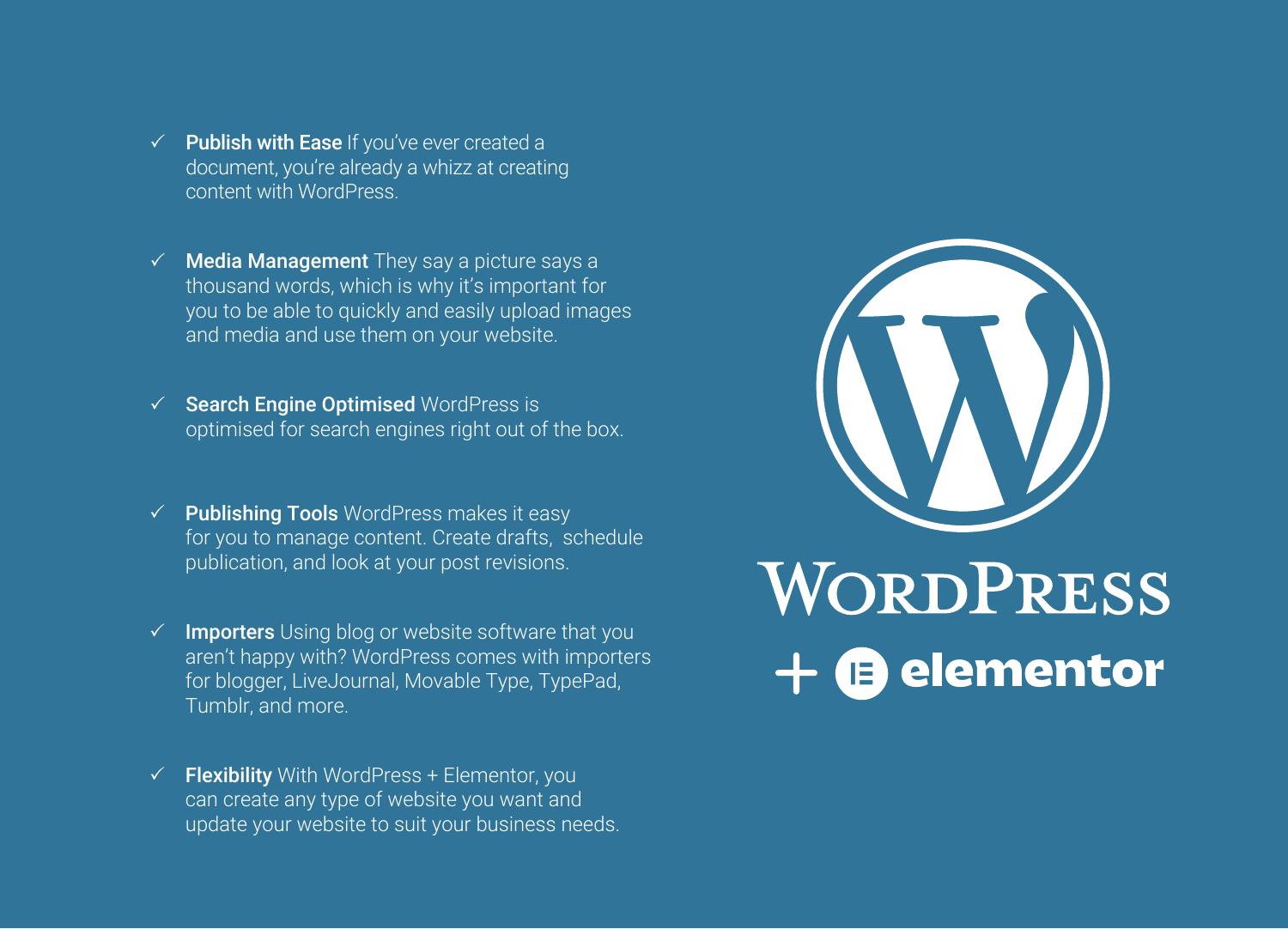- ✓ **Publish with Ease** If you've ever created a document, you're already a whizz at creating content with WordPress.

- ✓ **Media Management** They say a picture says a thousand words, which is why it's important for you to be able to quickly and easily upload images and media and use them on your website.

- ✓ **Search Engine Optimised** WordPress is optimised for search engines right out of the box.

- ✓ **Publishing Tools** WordPress makes it easy for you to manage content. Create drafts, schedule publication, and look at your post revisions.

- ✓ **Importers** Using blog or website software that you aren't happy with? WordPress comes with importers for blogger, LiveJournal, Movable Type, TypePad, Tumblr, and more.

- ✓ **Flexibility** With WordPress + Elementor, you can create any type of website you want and update your website to suit your business needs.

WordPress

+ elementor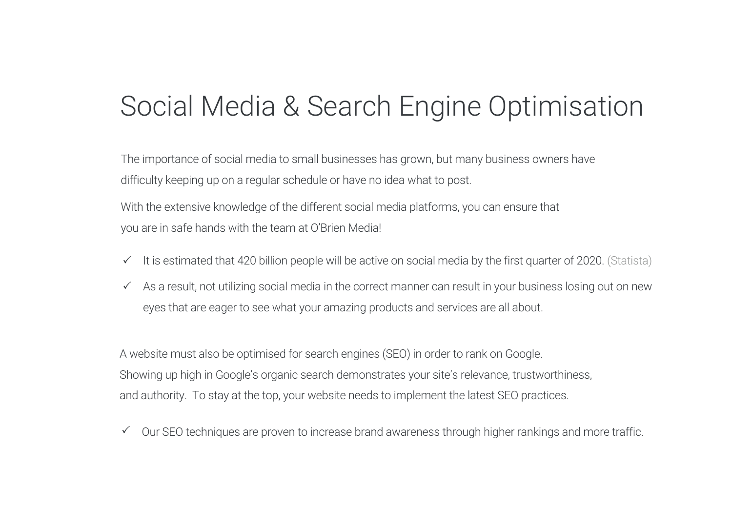# Social Media & Search Engine Optimisation

The importance of social media to small businesses has grown, but many business owners have difficulty keeping up on a regular schedule or have no idea what to post.

With the extensive knowledge of the different social media platforms, you can ensure that you are in safe hands with the team at O'Brien Media!

- ✓ It is estimated that 420 billion people will be active on social media by the first quarter of 2020. (Statista)
- ✓ As a result, not utilizing social media in the correct manner can result in your business losing out on new eyes that are eager to see what your amazing products and services are all about.

A website must also be optimised for search engines (SEO) in order to rank on Google. Showing up high in Google's organic search demonstrates your site's relevance, trustworthiness, and authority. To stay at the top, your website needs to implement the latest SEO practices.

- ✓ Our SEO techniques are proven to increase brand awareness through higher rankings and more traffic.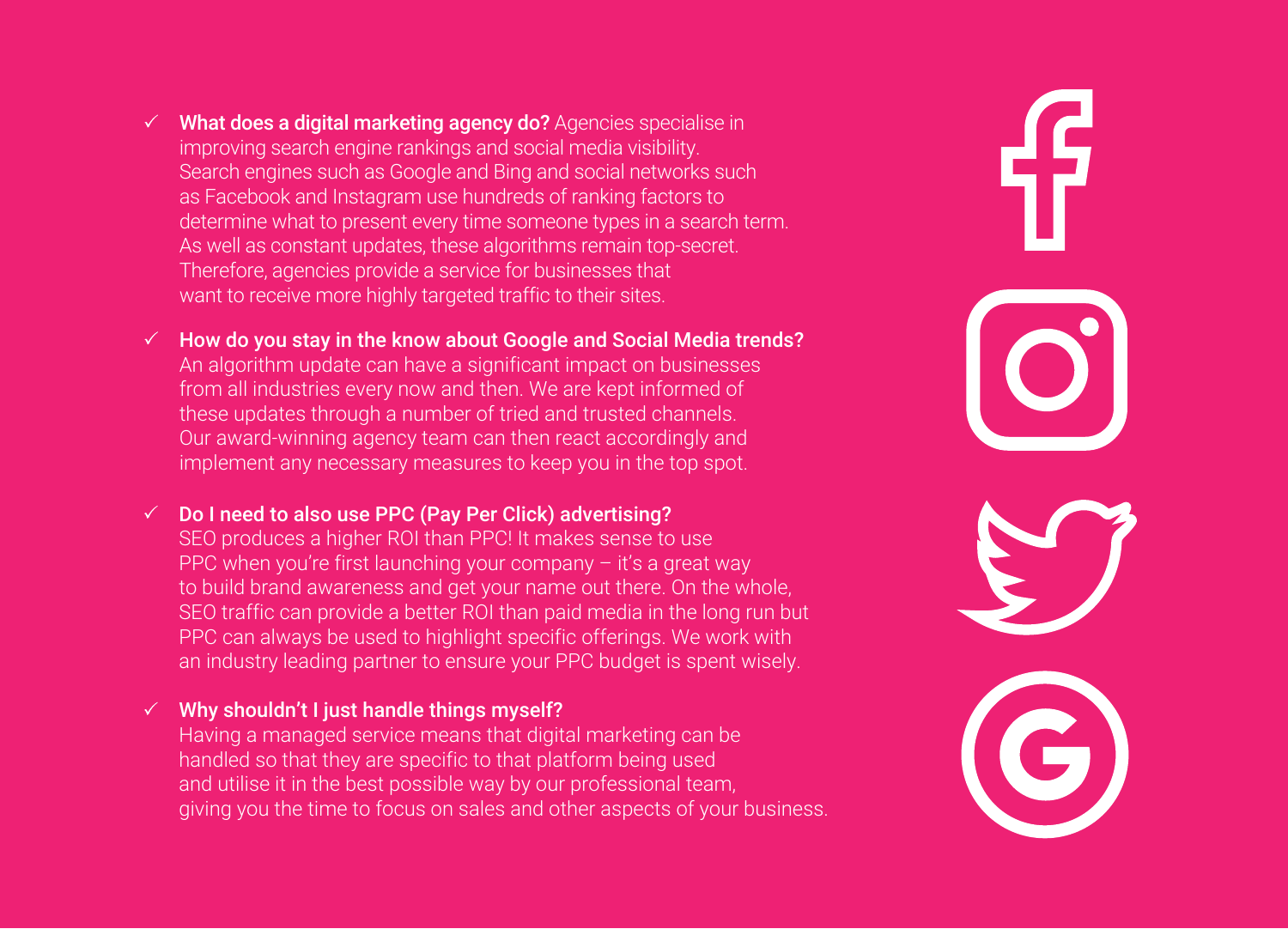- ✓ **What does a digital marketing agency do?** Agencies specialise in improving search engine rankings and social media visibility. Search engines such as Google and Bing and social networks such as Facebook and Instagram use hundreds of ranking factors to determine what to present every time someone types in a search term. As well as constant updates, these algorithms remain top-secret. Therefore, agencies provide a service for businesses that want to receive more highly targeted traffic to their sites.

- ✓ **How do you stay in the know about Google and Social Media trends?** An algorithm update can have a significant impact on businesses from all industries every now and then. We are kept informed of these updates through a number of tried and trusted channels. Our award-winning agency team can then react accordingly and implement any necessary measures to keep you in the top spot.

- ✓ **Do I need to also use PPC (Pay Per Click) advertising?** SEO produces a higher ROI than PPC! It makes sense to use PPC when you're first launching your company – it's a great way to build brand awareness and get your name out there. On the whole, SEO traffic can provide a better ROI than paid media in the long run but PPC can always be used to highlight specific offerings. We work with an industry leading partner to ensure your PPC budget is spent wisely.

- ✓ **Why shouldn't I just handle things myself?** Having a managed service means that digital marketing can be handled so that they are specific to that platform being used and utilise it in the best possible way by our professional team, giving you the time to focus on sales and other aspects of your business.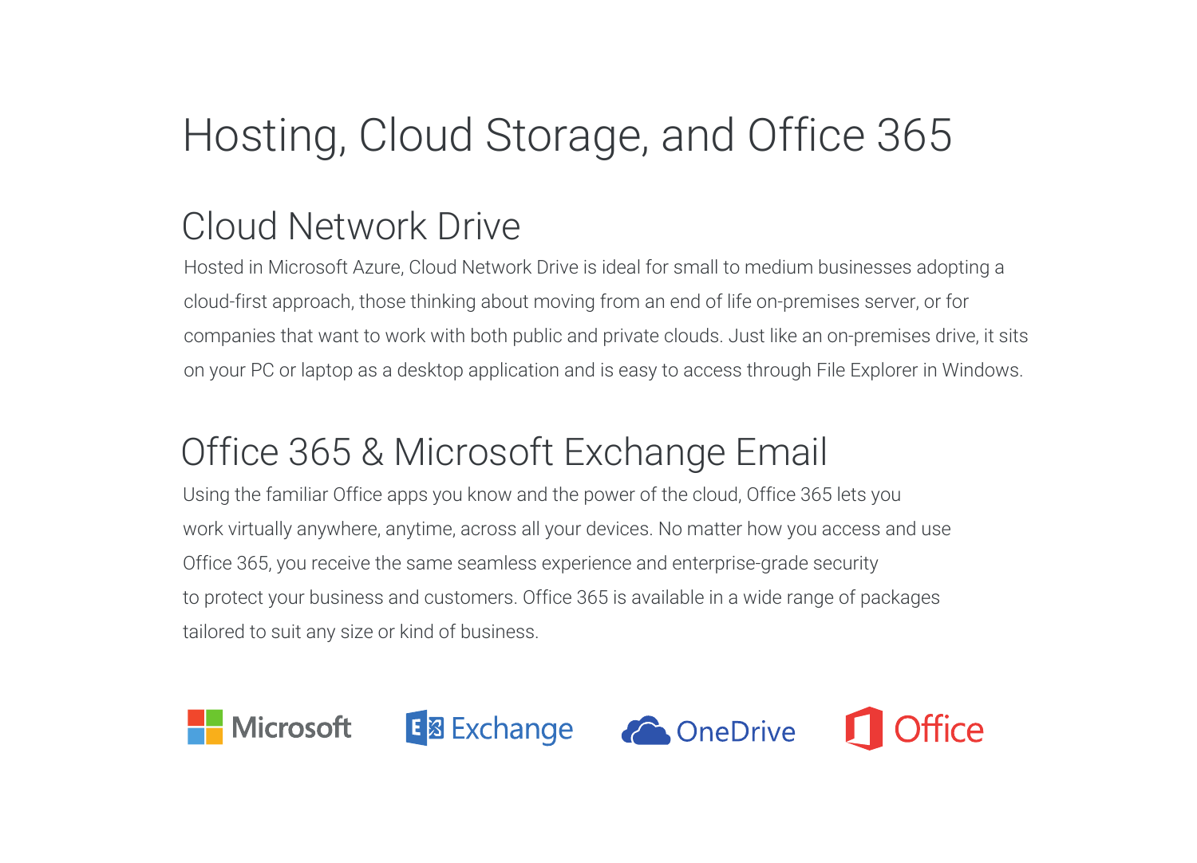# Hosting, Cloud Storage, and Office 365

## Cloud Network Drive

Hosted in Microsoft Azure, Cloud Network Drive is ideal for small to medium businesses adopting a cloud-first approach, those thinking about moving from an end of life on-premises server, or for companies that want to work with both public and private clouds. Just like an on-premises drive, it sits on your PC or laptop as a desktop application and is easy to access through File Explorer in Windows.

## Office 365 & Microsoft Exchange Email

Using the familiar Office apps you know and the power of the cloud, Office 365 lets you work virtually anywhere, anytime, across all your devices. No matter how you access and use Office 365, you receive the same seamless experience and enterprise-grade security to protect your business and customers. Office 365 is available in a wide range of packages tailored to suit any size or kind of business.

Microsoft Exchange OneDrive Office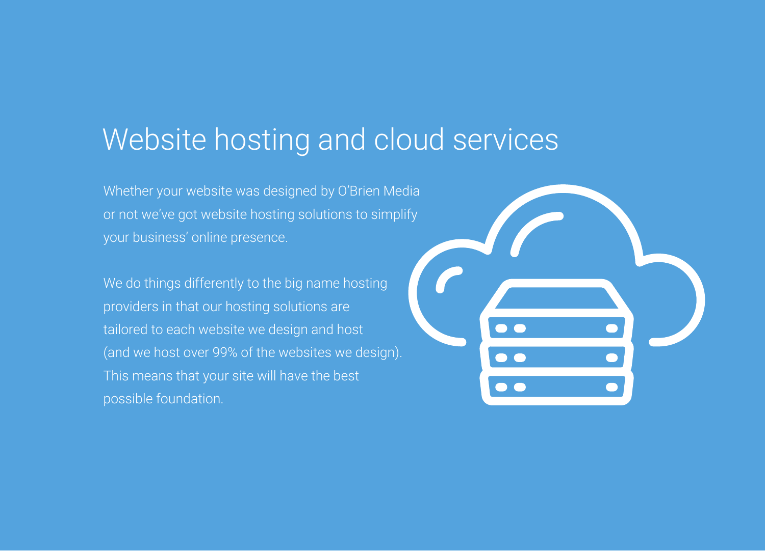# Website hosting and cloud services

Whether your website was designed by O'Brien Media or not we've got website hosting solutions to simplify your business' online presence.

We do things differently to the big name hosting providers in that our hosting solutions are tailored to each website we design and host (and we host over 99% of the websites we design). This means that your site will have the best possible foundation.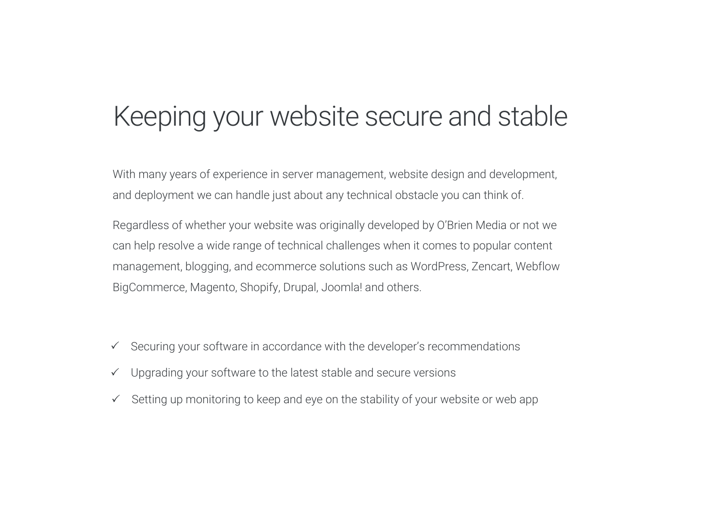# Keeping your website secure and stable

With many years of experience in server management, website design and development, and deployment we can handle just about any technical obstacle you can think of.

Regardless of whether your website was originally developed by O'Brien Media or not we can help resolve a wide range of technical challenges when it comes to popular content management, blogging, and ecommerce solutions such as WordPress, Zencart, Webflow BigCommerce, Magento, Shopify, Drupal, Joomla! and others.

- ✓ Securing your software in accordance with the developer's recommendations
- ✓ Upgrading your software to the latest stable and secure versions
- ✓ Setting up monitoring to keep and eye on the stability of your website or web app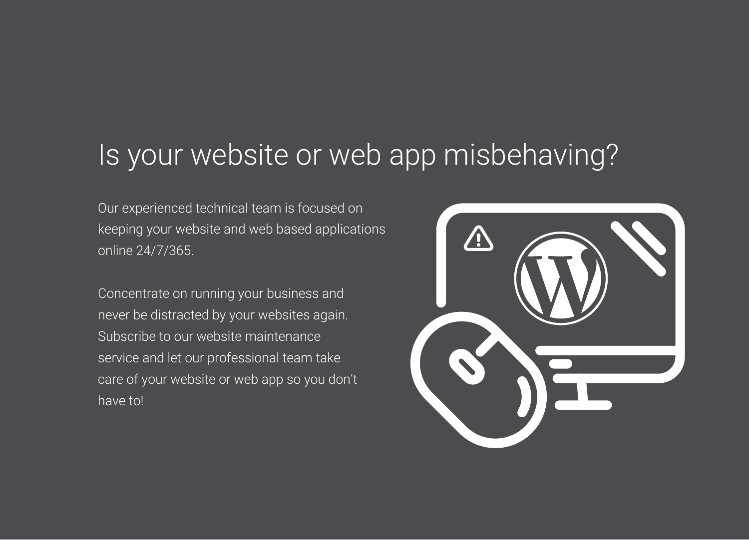# Is your website or web app misbehaving?

Our experienced technical team is focused on keeping your website and web based applications online 24/7/365.

Concentrate on running your business and never be distracted by your websites again. Subscribe to our website maintenance service and let our professional team take care of your website or web app so you don't have to!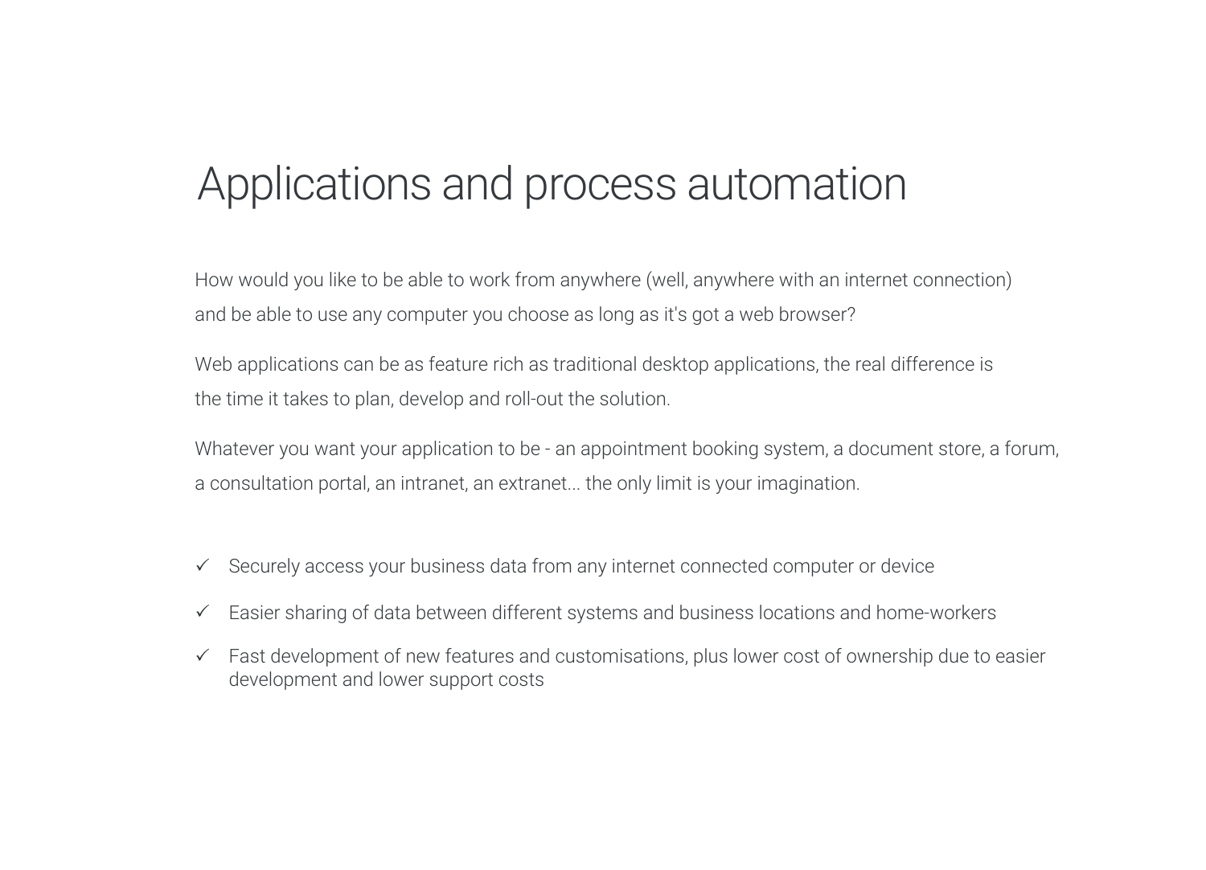# Applications and process automation

How would you like to be able to work from anywhere (well, anywhere with an internet connection) and be able to use any computer you choose as long as it's got a web browser?

Web applications can be as feature rich as traditional desktop applications, the real difference is the time it takes to plan, develop and roll-out the solution.

Whatever you want your application to be - an appointment booking system, a document store, a forum, a consultation portal, an intranet, an extranet... the only limit is your imagination.

- ✓ Securely access your business data from any internet connected computer or device
- ✓ Easier sharing of data between different systems and business locations and home-workers
- ✓ Fast development of new features and customisations, plus lower cost of ownership due to easier development and lower support costs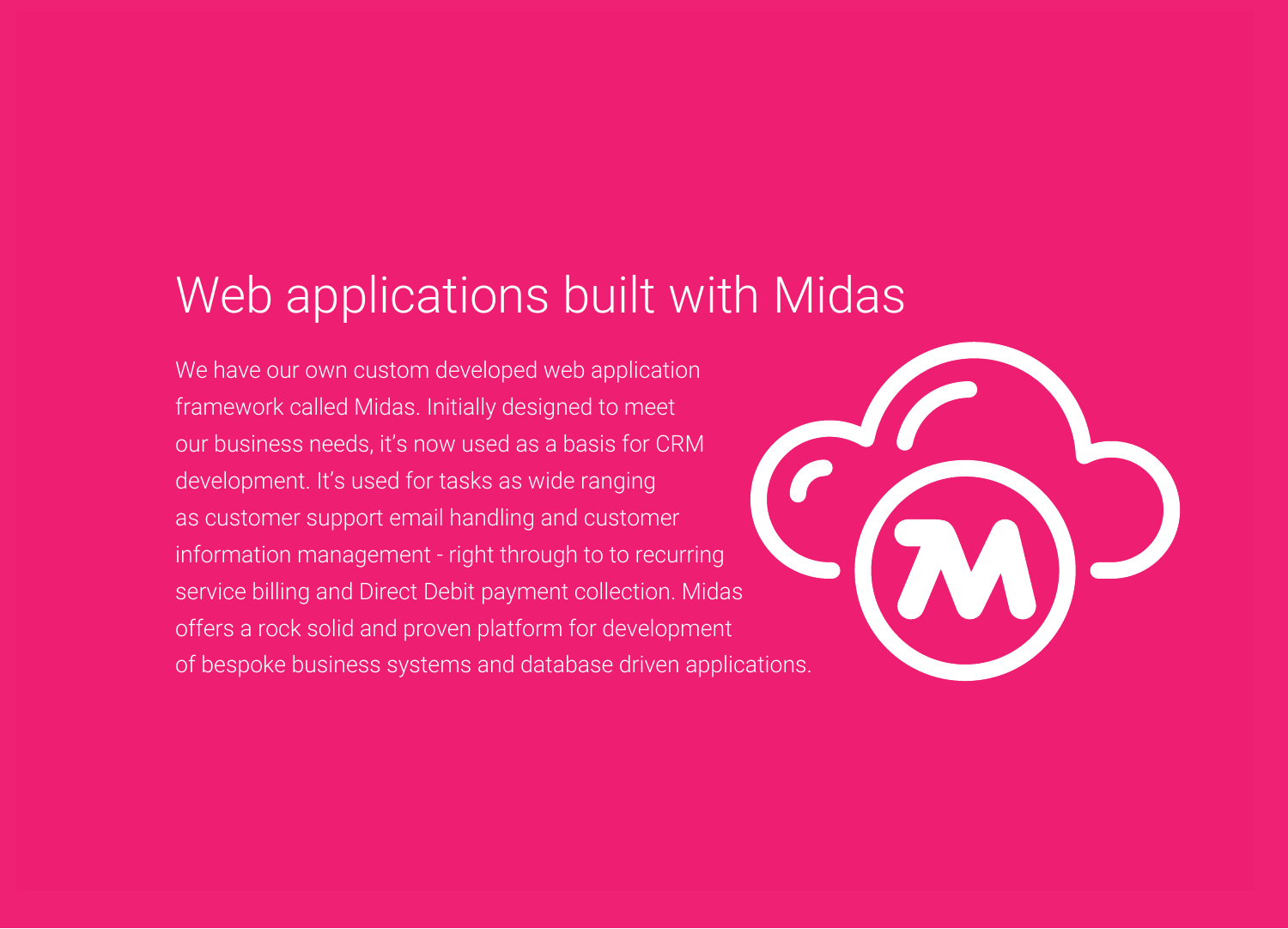# Web applications built with Midas

We have our own custom developed web application framework called Midas. Initially designed to meet our business needs, it's now used as a basis for CRM development. It's used for tasks as wide ranging as customer support email handling and customer information management - right through to to recurring service billing and Direct Debit payment collection. Midas offers a rock solid and proven platform for development of bespoke business systems and database driven applications.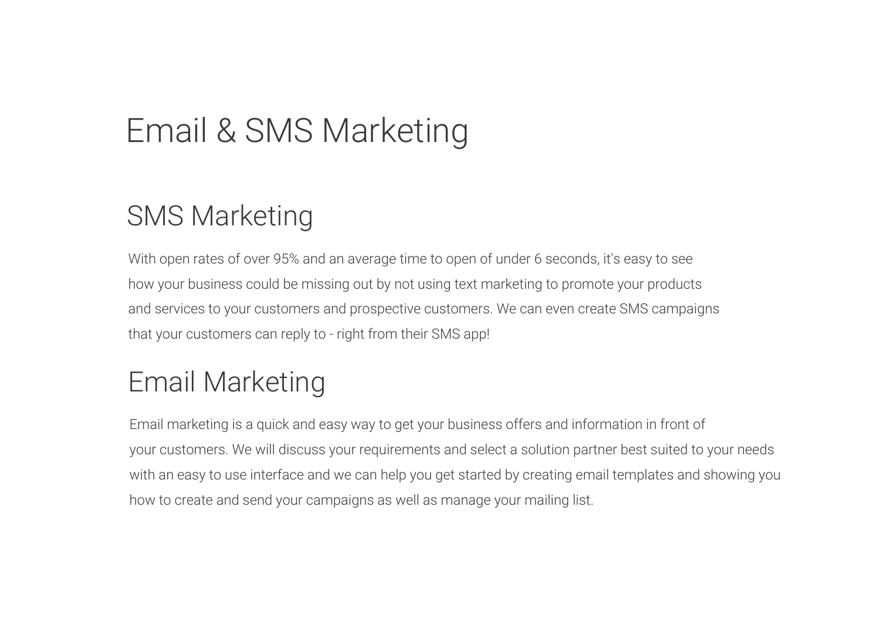# Email & SMS Marketing

## SMS Marketing

With open rates of over 95% and an average time to open of under 6 seconds, it's easy to see how your business could be missing out by not using text marketing to promote your products and services to your customers and prospective customers. We can even create SMS campaigns that your customers can reply to - right from their SMS app!

## Email Marketing

Email marketing is a quick and easy way to get your business offers and information in front of your customers. We will discuss your requirements and select a solution partner best suited to your needs with an easy to use interface and we can help you get started by creating email templates and showing you how to create and send your campaigns as well as manage your mailing list.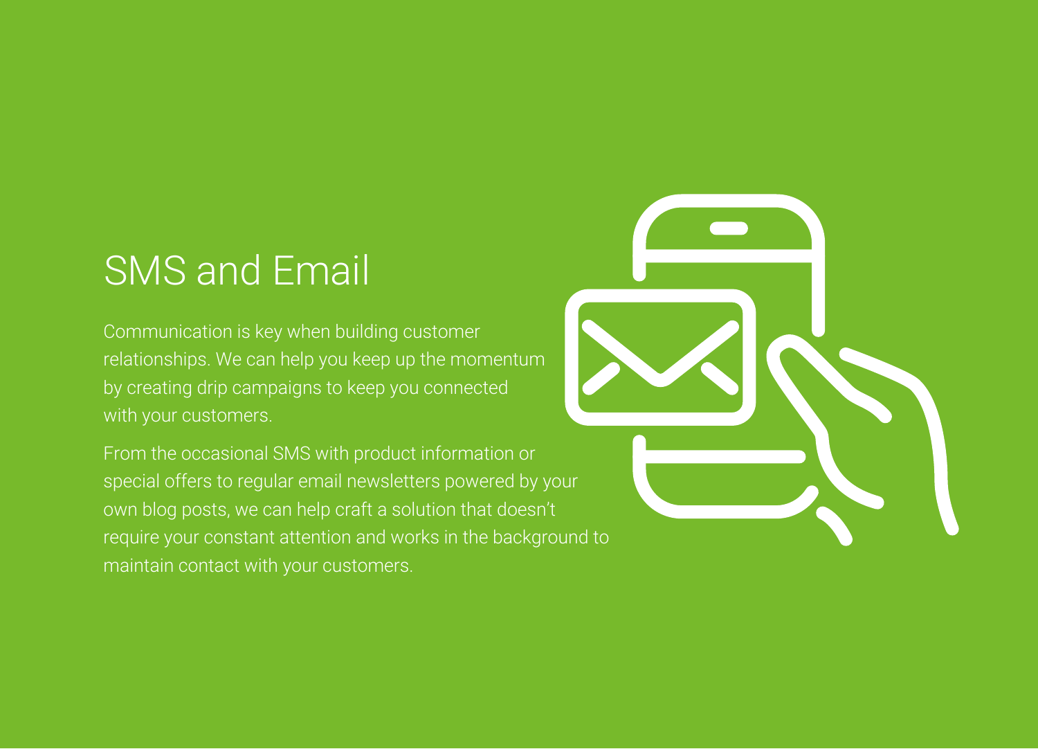# SMS and Email

Communication is key when building customer relationships. We can help you keep up the momentum by creating drip campaigns to keep you connected with your customers.

From the occasional SMS with product information or special offers to regular email newsletters powered by your own blog posts, we can help craft a solution that doesn't require your constant attention and works in the background to maintain contact with your customers.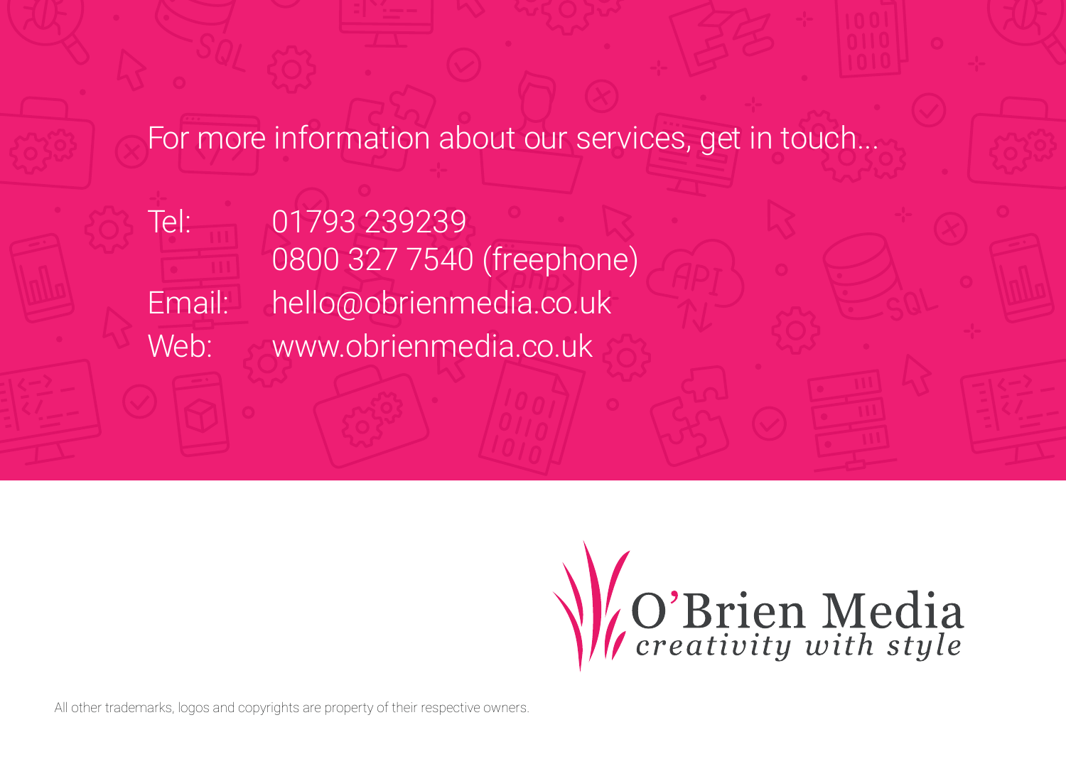For more information about our services, get in touch...

| | |
|---|---|
| Tel: | 01793 239239 |
| | 0800 327 7540 (freephone) |
| Email: | hello@obrienmedia.co.uk |
| Web: | www.obrienmedia.co.uk |

O'Brien Media
*creativity with style*

All other trademarks, logos and copyrights are property of their respective owners.